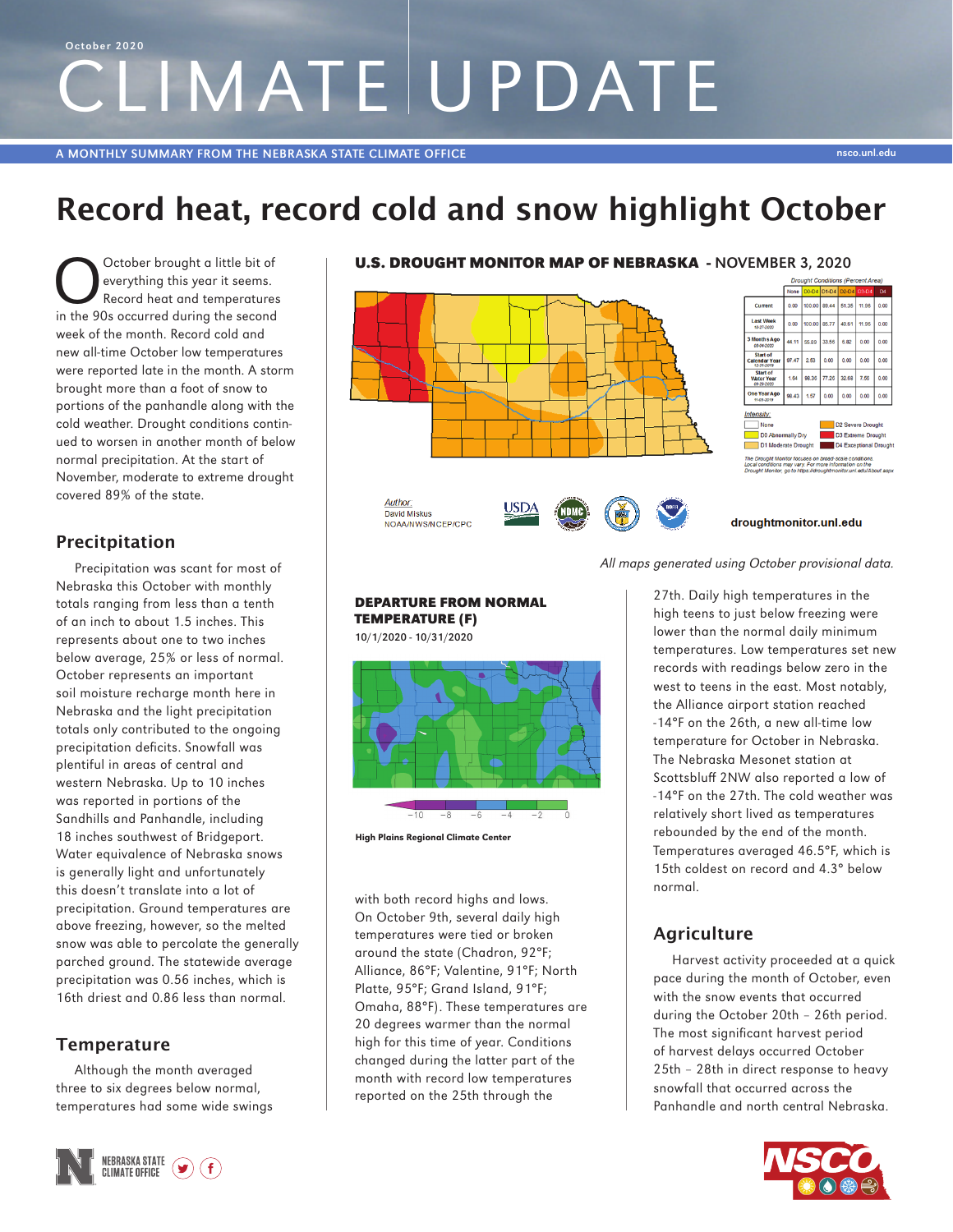October 2020

# CLIMATE UPDATE

A MONTHLY SUMMARY FROM THE NEBRASKA STATE CLIMATE OFFICE nsco.unl.edu

# Record heat, record cold and snow highlight October

October brought a little bit of everything this year it seems. Record heat and temperatures in the 90s occurred during the second week of the month. Record cold and new all-time October low temperatures were reported late in the month. A storm brought more than a foot of snow to portions of the panhandle along with the cold weather. Drought conditions continued to worsen in another month of below normal precipitation. At the start of November, moderate to extreme drought covered 89% of the state.

## Precitpitation

Precipitation was scant for most of Nebraska this October with monthly totals ranging from less than a tenth of an inch to about 1.5 inches. This represents about one to two inches below average, 25% or less of normal. October represents an important soil moisture recharge month here in Nebraska and the light precipitation totals only contributed to the ongoing precipitation deficits. Snowfall was plentiful in areas of central and western Nebraska. Up to 10 inches was reported in portions of the Sandhills and Panhandle, including 18 inches southwest of Bridgeport. Water equivalence of Nebraska snows is generally light and unfortunately this doesn't translate into a lot of precipitation. Ground temperatures are above freezing, however, so the melted snow was able to percolate the generally parched ground. The statewide average precipitation was 0.56 inches, which is 16th driest and 0.86 less than normal.

## Temperature

Although the month averaged three to six degrees below normal, temperatures had some wide swings with both record highs and lows. On October 9th, several daily high temperatures were tied or broken around the state (Chadron, 92°F; Alliance, 86°F; Valentine, 91°F; North Platte, 95°F; Grand Island, 91°F; Omaha, 88°F). These temperatures are 20 degrees warmer than the normal high for this time of year. Conditions changed during the latter part of the month with record low temperatures reported on the 25th through the 27th. Daily high temperatures in the high teens to just below freezing were lower than the normal daily minimum temperatures. Low temperatures set new records with readings below zero in the west to teens in the east. Most notably, the Alliance airport station reached -14°F on the 26th, a new all-time low temperature for October in Nebraska. The Nebraska Mesonet station at Scottsbluff 2NW also reported a low of -14°F on the 27th. The cold weather was relatively short lived as temperatures rebounded by the end of the month. Temperatures averaged 46.5°F, which is 15th coldest on record and 4.3° below normal.

## Agriculture

Harvest activity proceeded at a quick pace during the month of October, even with the snow events that occurred during the October 20th – 26th period. The most significant harvest period of harvest delays occurred October 25th – 28th in direct response to heavy snowfall that occurred across the Panhandle and north central Nebraska.

**U.S. DROUGHT MONITOR MAP OF NEBRASKA - NOVEMBER 3, 2020**

Drought Conditions (Percent Area)

| | None | D0-D4 | D1-D4 | D2-D4 | D3-D4 | D4 |
|---|---|---|---|---|---|---|
| Current | 0.00 | 100.00 | 89.44 | 51.35 | 11.95 | 0.00 |
| Last Week 10-27-2020 | 0.00 | 100.00 | 85.77 | 49.61 | 11.95 | 0.00 |
| 3 Months Ago 08-04-2020 | 44.11 | 55.89 | 33.56 | 5.82 | 0.00 | 0.00 |
| Start of Calendar Year 12-31-2019 | 97.47 | 2.53 | 0.00 | 0.00 | 0.00 | 0.00 |
| Start of Water Year 09-29-2020 | 1.64 | 98.36 | 77.26 | 32.68 | 7.56 | 0.00 |
| One Year Ago 11-05-2019 | 98.43 | 1.57 | 0.00 | 0.00 | 0.00 | 0.00 |

Intensity: None; D0 Abnormally Dry; D1 Moderate Drought; D2 Severe Drought; D3 Extreme Drought; D4 Exceptional Drought

The Drought Monitor focuses on broad-scale conditions. Local conditions may vary. For more information on the Drought Monitor, go to https://droughtmonitor.unl.edu/About.aspx

Author: David Miskus NOAA/NWS/NCEP/CPC

droughtmonitor.unl.edu

*All maps generated using October provisional data.*

**DEPARTURE FROM NORMAL TEMPERATURE (F)**
10/1/2020 - 10/31/2020

High Plains Regional Climate Center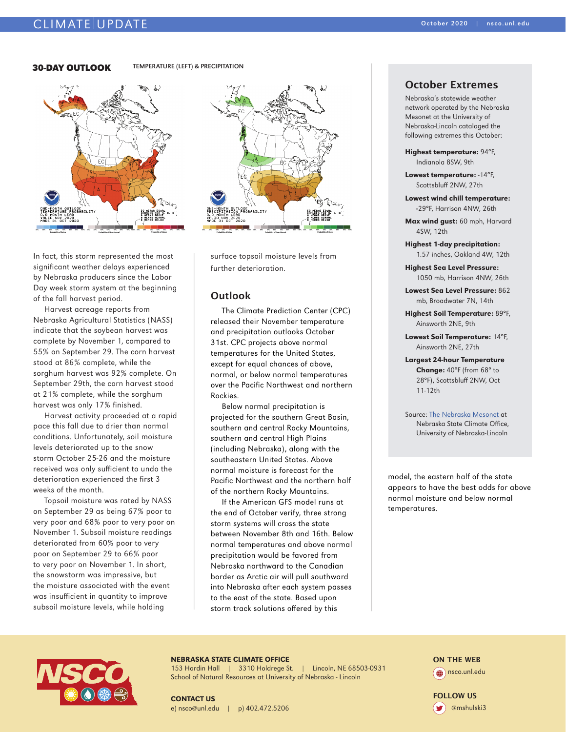## 30-DAY OUTLOOK

TEMPERATURE (LEFT) & PRECIPITATION

ONE-MONTH OUTLOOK
TEMPERATURE PROBABILITY
0.5 MONTH LEAD
VALID NOV 2020
MADE 31 OCT 2020

ONE-MONTH OUTLOOK
PRECIPITATION PROBABILITY
0.5 MONTH LEAD
VALID NOV 2020
MADE 31 OCT 2020

In fact, this storm represented the most significant weather delays experienced by Nebraska producers since the Labor Day week storm system at the beginning of the fall harvest period.

Harvest acreage reports from Nebraska Agricultural Statistics (NASS) indicate that the soybean harvest was complete by November 1, compared to 55% on September 29. The corn harvest stood at 86% complete, while the sorghum harvest was 92% complete. On September 29th, the corn harvest stood at 21% complete, while the sorghum harvest was only 17% finished.

Harvest activity proceeded at a rapid pace this fall due to drier than normal conditions. Unfortunately, soil moisture levels deteriorated up to the snow storm October 25-26 and the moisture received was only sufficient to undo the deterioration experienced the first 3 weeks of the month.

Topsoil moisture was rated by NASS on September 29 as being 67% poor to very poor and 68% poor to very poor on November 1. Subsoil moisture readings deteriorated from 60% poor to very poor on September 29 to 66% poor to very poor on November 1. In short, the snowstorm was impressive, but the moisture associated with the event was insufficient in quantity to improve subsoil moisture levels, while holding surface topsoil moisture levels from further deterioration.

## Outlook

The Climate Prediction Center (CPC) released their November temperature and precipitation outlooks October 31st. CPC projects above normal temperatures for the United States, except for equal chances of above, normal, or below normal temperatures over the Pacific Northwest and northern Rockies.

Below normal precipitation is projected for the southern Great Basin, southern and central Rocky Mountains, southern and central High Plains (including Nebraska), along with the southeastern United States. Above normal moisture is forecast for the Pacific Northwest and the northern half of the northern Rocky Mountains.

If the American GFS model runs at the end of October verify, three strong storm systems will cross the state between November 8th and 16th. Below normal temperatures and above normal precipitation would be favored from Nebraska northward to the Canadian border as Arctic air will pull southward into Nebraska after each system passes to the east of the state. Based upon storm track solutions offered by this model, the eastern half of the state appears to have the best odds for above normal moisture and below normal temperatures.

## October Extremes

Nebraska's statewide weather network operated by the Nebraska Mesonet at the University of Nebraska-Lincoln cataloged the following extremes this October:

**Highest temperature:** 94°F, Indianola 8SW, 9th

**Lowest temperature:** -14°F, Scottsbluff 2NW, 27th

**Lowest wind chill temperature:** -29°F, Harrison 4NW, 26th

**Max wind gust:** 60 mph, Harvard 4SW, 12th

**Highest 1-day precipitation:** 1.57 inches, Oakland 4W, 12th

**Highest Sea Level Pressure:** 1050 mb, Harrison 4NW, 26th

**Lowest Sea Level Pressure:** 862 mb, Broadwater 7N, 14th

**Highest Soil Temperature:** 89°F, Ainsworth 2NE, 9th

**Lowest Soil Temperature:** 14°F, Ainsworth 2NE, 27th

**Largest 24-hour Temperature Change:** 40°F (from 68° to 28°F), Scottsbluff 2NW, Oct 11-12th

Source: The Nebraska Mesonet at Nebraska State Climate Office, University of Nebraska-Lincoln

**NEBRASKA STATE CLIMATE OFFICE**
153 Hardin Hall | 3310 Holdrege St. | Lincoln, NE 68503-0931
School of Natural Resources at University of Nebraska - Lincoln

**CONTACT US**
e) nsco@unl.edu | p) 402.472.5206

**ON THE WEB**
nsco.unl.edu

**FOLLOW US**
@mshulski3